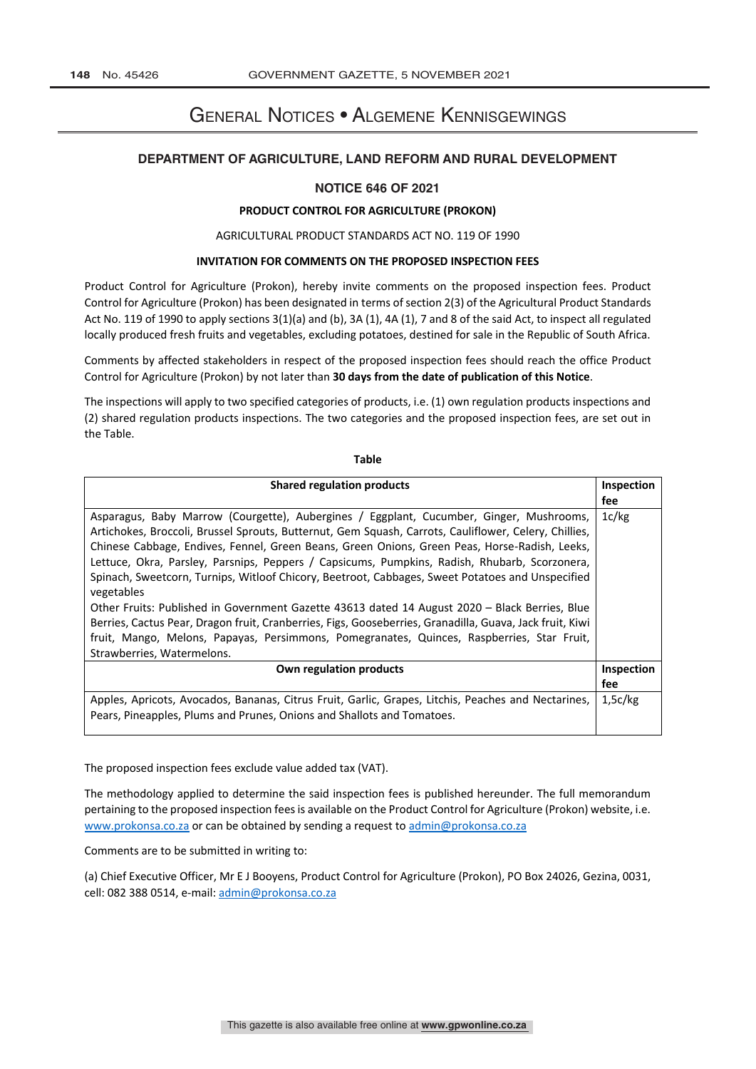# General Notices • Algemene Kennisgewings

## DEPARTMENT OF AGRICULTURE, LAND REFORM AND RURAL DEVELOPMENT

### NOTICE 646 OF 2021

**PRODUCT CONTROL FOR AGRICULTURE (PROKON)**

AGRICULTURAL PRODUCT STANDARDS ACT NO. 119 OF 1990

**INVITATION FOR COMMENTS ON THE PROPOSED INSPECTION FEES**

Product Control for Agriculture (Prokon), hereby invite comments on the proposed inspection fees. Product Control for Agriculture (Prokon) has been designated in terms of section 2(3) of the Agricultural Product Standards Act No. 119 of 1990 to apply sections 3(1)(a) and (b), 3A (1), 4A (1), 7 and 8 of the said Act, to inspect all regulated locally produced fresh fruits and vegetables, excluding potatoes, destined for sale in the Republic of South Africa.

Comments by affected stakeholders in respect of the proposed inspection fees should reach the office Product Control for Agriculture (Prokon) by not later than **30 days from the date of publication of this Notice**.

The inspections will apply to two specified categories of products, i.e. (1) own regulation products inspections and (2) shared regulation products inspections. The two categories and the proposed inspection fees, are set out in the Table.

**Table**

| **Shared regulation products** | **Inspection fee** |
|---|---|
| Asparagus, Baby Marrow (Courgette), Aubergines / Eggplant, Cucumber, Ginger, Mushrooms, Artichokes, Broccoli, Brussel Sprouts, Butternut, Gem Squash, Carrots, Cauliflower, Celery, Chillies, Chinese Cabbage, Endives, Fennel, Green Beans, Green Onions, Green Peas, Horse-Radish, Leeks, Lettuce, Okra, Parsley, Parsnips, Peppers / Capsicums, Pumpkins, Radish, Rhubarb, Scorzonera, Spinach, Sweetcorn, Turnips, Witloof Chicory, Beetroot, Cabbages, Sweet Potatoes and Unspecified vegetables<br>Other Fruits: Published in Government Gazette 43613 dated 14 August 2020 – Black Berries, Blue Berries, Cactus Pear, Dragon fruit, Cranberries, Figs, Gooseberries, Granadilla, Guava, Jack fruit, Kiwi fruit, Mango, Melons, Papayas, Persimmons, Pomegranates, Quinces, Raspberries, Star Fruit, Strawberries, Watermelons. | 1c/kg |
| **Own regulation products** | **Inspection fee** |
| Apples, Apricots, Avocados, Bananas, Citrus Fruit, Garlic, Grapes, Litchis, Peaches and Nectarines, Pears, Pineapples, Plums and Prunes, Onions and Shallots and Tomatoes. | 1,5c/kg |

The proposed inspection fees exclude value added tax (VAT).

The methodology applied to determine the said inspection fees is published hereunder. The full memorandum pertaining to the proposed inspection fees is available on the Product Control for Agriculture (Prokon) website, i.e. www.prokonsa.co.za or can be obtained by sending a request to admin@prokonsa.co.za

Comments are to be submitted in writing to:

(a) Chief Executive Officer, Mr E J Booyens, Product Control for Agriculture (Prokon), PO Box 24026, Gezina, 0031, cell: 082 388 0514, e-mail: admin@prokonsa.co.za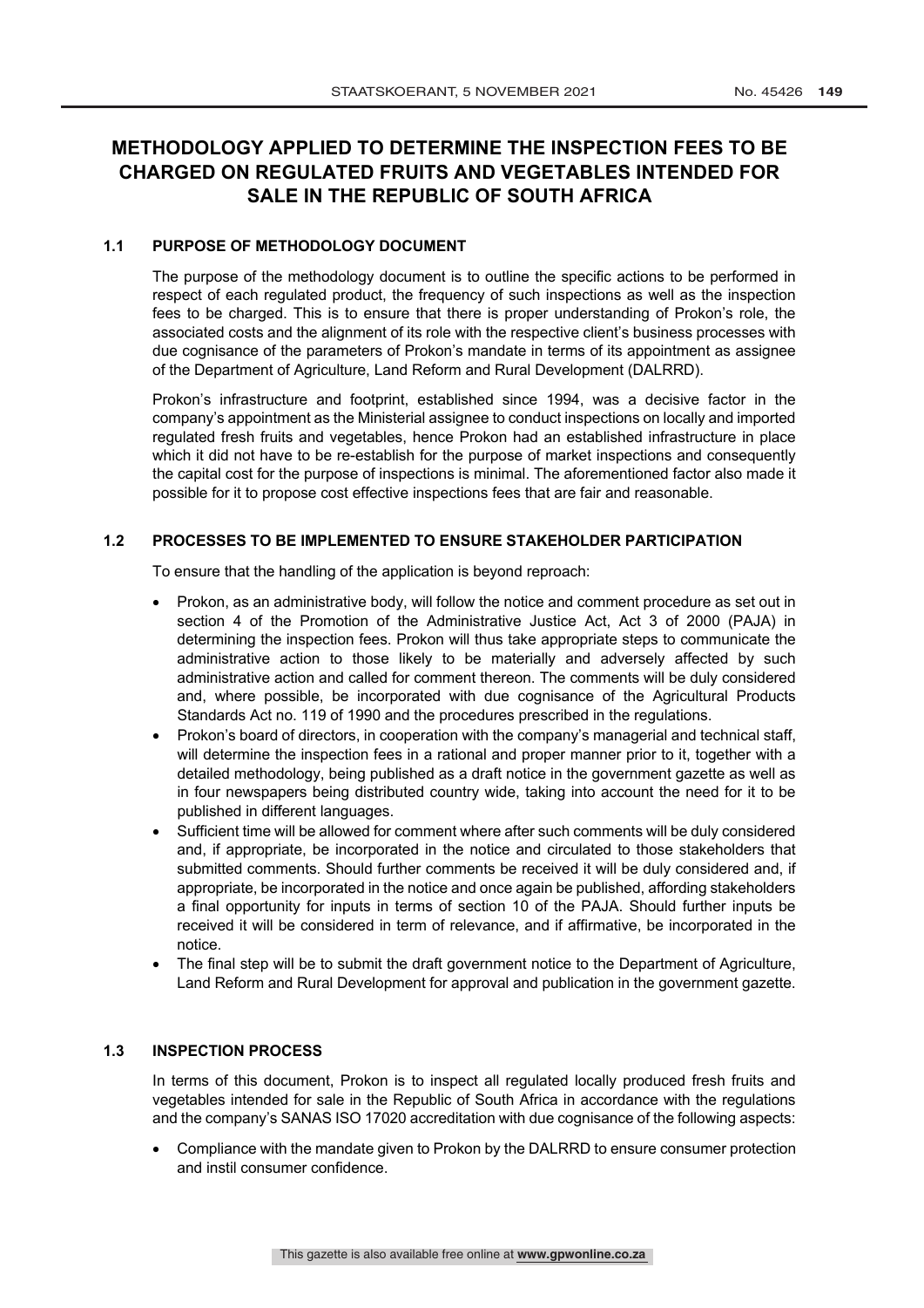# METHODOLOGY APPLIED TO DETERMINE THE INSPECTION FEES TO BE CHARGED ON REGULATED FRUITS AND VEGETABLES INTENDED FOR SALE IN THE REPUBLIC OF SOUTH AFRICA

## 1.1 PURPOSE OF METHODOLOGY DOCUMENT

The purpose of the methodology document is to outline the specific actions to be performed in respect of each regulated product, the frequency of such inspections as well as the inspection fees to be charged. This is to ensure that there is proper understanding of Prokon's role, the associated costs and the alignment of its role with the respective client's business processes with due cognisance of the parameters of Prokon's mandate in terms of its appointment as assignee of the Department of Agriculture, Land Reform and Rural Development (DALRRD).

Prokon's infrastructure and footprint, established since 1994, was a decisive factor in the company's appointment as the Ministerial assignee to conduct inspections on locally and imported regulated fresh fruits and vegetables, hence Prokon had an established infrastructure in place which it did not have to be re-establish for the purpose of market inspections and consequently the capital cost for the purpose of inspections is minimal. The aforementioned factor also made it possible for it to propose cost effective inspections fees that are fair and reasonable.

## 1.2 PROCESSES TO BE IMPLEMENTED TO ENSURE STAKEHOLDER PARTICIPATION

To ensure that the handling of the application is beyond reproach:

- Prokon, as an administrative body, will follow the notice and comment procedure as set out in section 4 of the Promotion of the Administrative Justice Act, Act 3 of 2000 (PAJA) in determining the inspection fees. Prokon will thus take appropriate steps to communicate the administrative action to those likely to be materially and adversely affected by such administrative action and called for comment thereon. The comments will be duly considered and, where possible, be incorporated with due cognisance of the Agricultural Products Standards Act no. 119 of 1990 and the procedures prescribed in the regulations.
- Prokon's board of directors, in cooperation with the company's managerial and technical staff, will determine the inspection fees in a rational and proper manner prior to it, together with a detailed methodology, being published as a draft notice in the government gazette as well as in four newspapers being distributed country wide, taking into account the need for it to be published in different languages.
- Sufficient time will be allowed for comment where after such comments will be duly considered and, if appropriate, be incorporated in the notice and circulated to those stakeholders that submitted comments. Should further comments be received it will be duly considered and, if appropriate, be incorporated in the notice and once again be published, affording stakeholders a final opportunity for inputs in terms of section 10 of the PAJA. Should further inputs be received it will be considered in term of relevance, and if affirmative, be incorporated in the notice.
- The final step will be to submit the draft government notice to the Department of Agriculture, Land Reform and Rural Development for approval and publication in the government gazette.

## 1.3 INSPECTION PROCESS

In terms of this document, Prokon is to inspect all regulated locally produced fresh fruits and vegetables intended for sale in the Republic of South Africa in accordance with the regulations and the company's SANAS ISO 17020 accreditation with due cognisance of the following aspects:

- Compliance with the mandate given to Prokon by the DALRRD to ensure consumer protection and instil consumer confidence.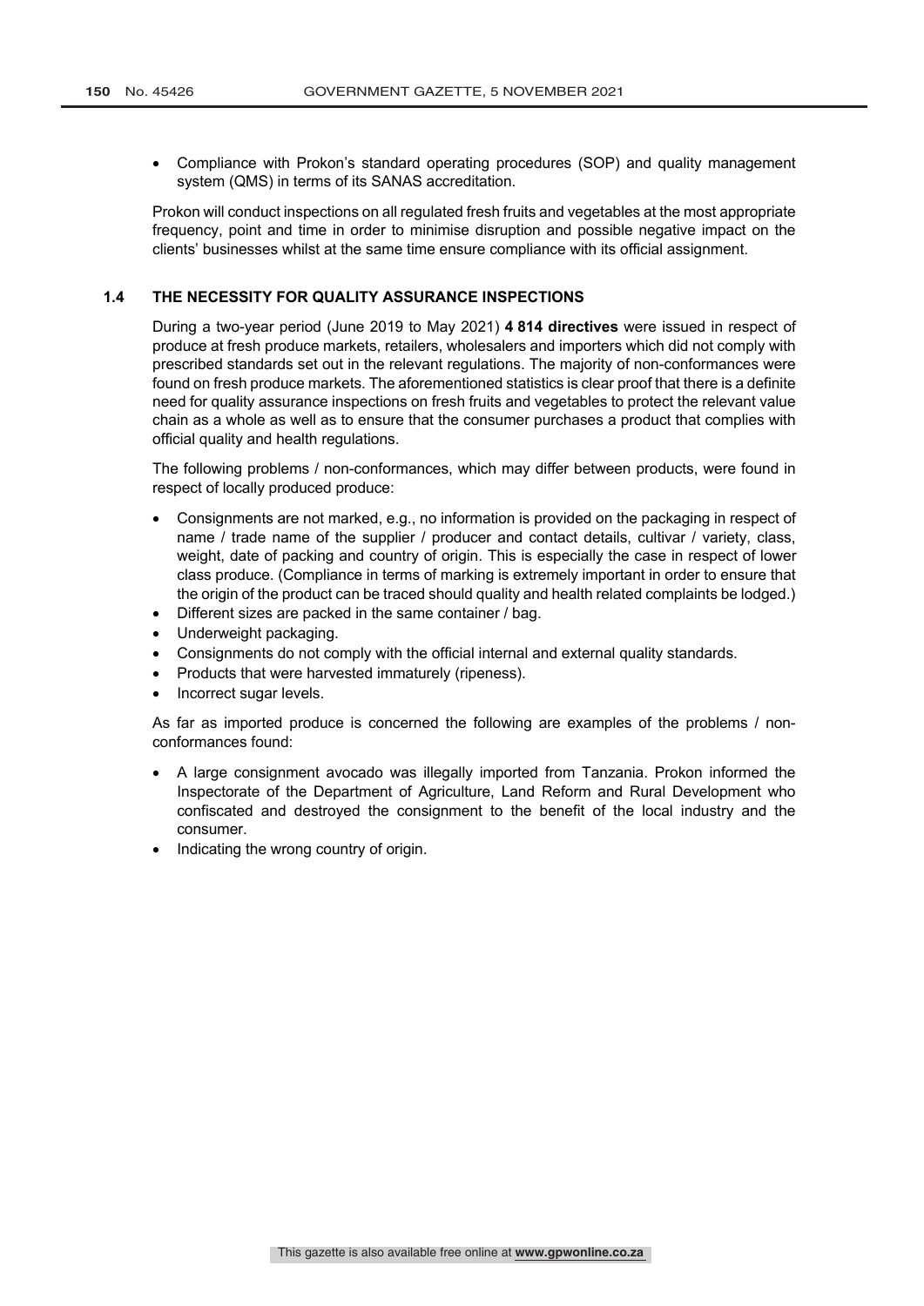- Compliance with Prokon's standard operating procedures (SOP) and quality management system (QMS) in terms of its SANAS accreditation.

Prokon will conduct inspections on all regulated fresh fruits and vegetables at the most appropriate frequency, point and time in order to minimise disruption and possible negative impact on the clients' businesses whilst at the same time ensure compliance with its official assignment.

### 1.4 THE NECESSITY FOR QUALITY ASSURANCE INSPECTIONS

During a two-year period (June 2019 to May 2021) **4 814 directives** were issued in respect of produce at fresh produce markets, retailers, wholesalers and importers which did not comply with prescribed standards set out in the relevant regulations. The majority of non-conformances were found on fresh produce markets. The aforementioned statistics is clear proof that there is a definite need for quality assurance inspections on fresh fruits and vegetables to protect the relevant value chain as a whole as well as to ensure that the consumer purchases a product that complies with official quality and health regulations.

The following problems / non-conformances, which may differ between products, were found in respect of locally produced produce:

- Consignments are not marked, e.g., no information is provided on the packaging in respect of name / trade name of the supplier / producer and contact details, cultivar / variety, class, weight, date of packing and country of origin. This is especially the case in respect of lower class produce. (Compliance in terms of marking is extremely important in order to ensure that the origin of the product can be traced should quality and health related complaints be lodged.)
- Different sizes are packed in the same container / bag.
- Underweight packaging.
- Consignments do not comply with the official internal and external quality standards.
- Products that were harvested immaturely (ripeness).
- Incorrect sugar levels.

As far as imported produce is concerned the following are examples of the problems / non-conformances found:

- A large consignment avocado was illegally imported from Tanzania. Prokon informed the Inspectorate of the Department of Agriculture, Land Reform and Rural Development who confiscated and destroyed the consignment to the benefit of the local industry and the consumer.
- Indicating the wrong country of origin.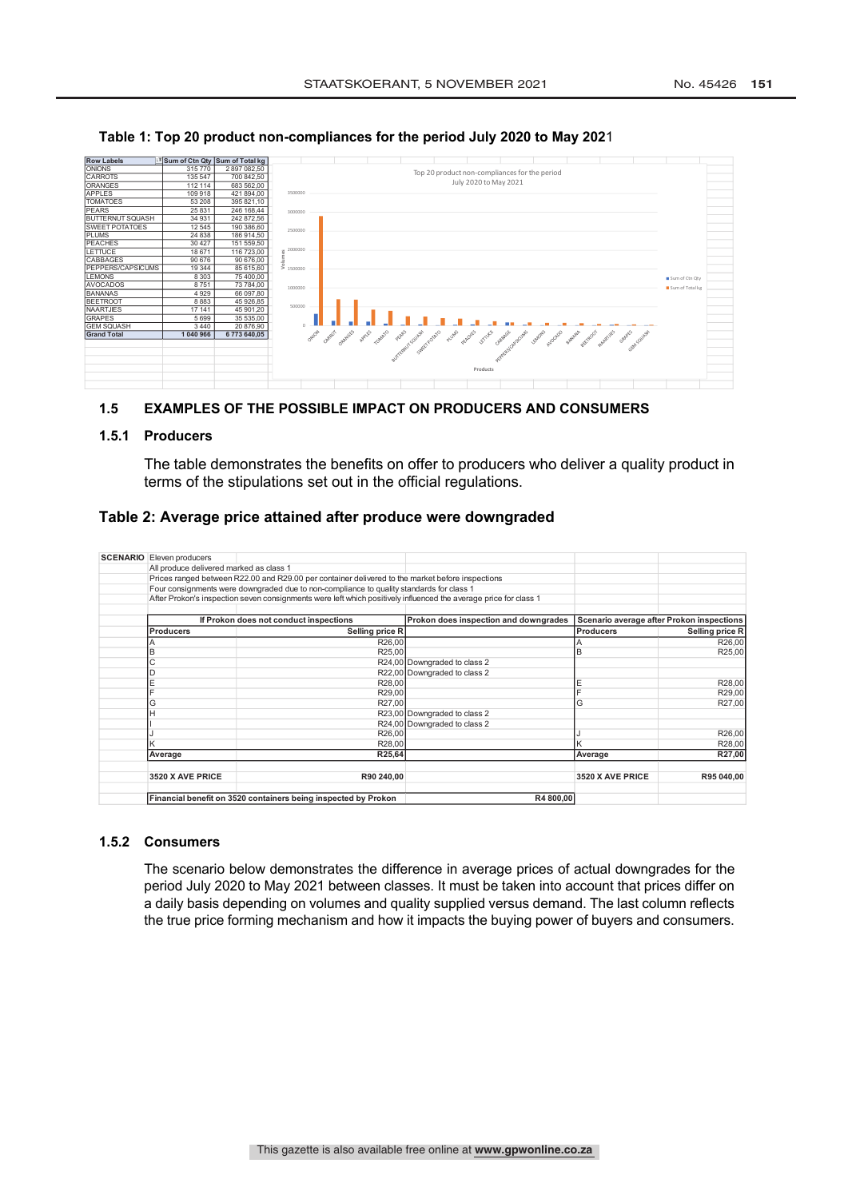**Table 1: Top 20 product non-compliances for the period July 2020 to May 2021**

| Row Labels | Sum of Ctn Qty | Sum of Total kg |
|---|---|---|
| ONIONS | 315 770 | 2 897 082,50 |
| CARROTS | 135 547 | 700 842,50 |
| ORANGES | 112 114 | 683 562,00 |
| APPLES | 109 918 | 421 894,00 |
| TOMATOES | 53 208 | 395 821,10 |
| PEARS | 25 831 | 246 168,44 |
| BUTTERNUT SQUASH | 34 931 | 242 872,56 |
| SWEET POTATOES | 12 545 | 190 386,60 |
| PLUMS | 24 838 | 186 914,50 |
| PEACHES | 30 427 | 151 559,50 |
| LETTUCE | 18 671 | 116 723,00 |
| CABBAGES | 90 676 | 90 676,00 |
| PEPPERS/CAPSICUMS | 19 344 | 85 615,60 |
| LEMONS | 8 303 | 75 400,00 |
| AVOCADOS | 8 751 | 73 784,00 |
| BANANAS | 4 929 | 66 097,80 |
| BEETROOT | 8 883 | 45 926,85 |
| NAARTJIES | 17 141 | 45 901,20 |
| GRAPES | 5 699 | 35 535,00 |
| GEM SQUASH | 3 440 | 20 876,90 |
| **Grand Total** | **1 040 966** | **6 773 640,05** |

Top 20 product non-compliances for the period July 2020 to May 2021

### 1.5 EXAMPLES OF THE POSSIBLE IMPACT ON PRODUCERS AND CONSUMERS

#### 1.5.1 Producers

The table demonstrates the benefits on offer to producers who deliver a quality product in terms of the stipulations set out in the official regulations.

**Table 2: Average price attained after produce were downgraded**

**SCENARIO** Eleven producers
All produce delivered marked as class 1
Prices ranged between R22.00 and R29.00 per container delivered to the market before inspections
Four consignments were downgraded due to non-compliance to quality standards for class 1
After Prokon's inspection seven consignments were left which positively influenced the average price for class 1

| If Prokon does not conduct inspections | | Prokon does inspection and downgrades | Scenario average after Prokon inspections | |
|---|---|---|---|---|
| **Producers** | **Selling price R** | | **Producers** | **Selling price R** |
| A | R26,00 | | A | R26,00 |
| B | R25,00 | | B | R25,00 |
| C | R24,00 | Downgraded to class 2 | | |
| D | R22,00 | Downgraded to class 2 | | |
| E | R28,00 | | E | R28,00 |
| F | R29,00 | | F | R29,00 |
| G | R27,00 | | G | R27,00 |
| H | R23,00 | Downgraded to class 2 | | |
| I | R24,00 | Downgraded to class 2 | | |
| J | R26,00 | | J | R26,00 |
| K | R28,00 | | K | R28,00 |
| **Average** | **R25,64** | | **Average** | **R27,00** |
| **3520 X AVE PRICE** | **R90 240,00** | | **3520 X AVE PRICE** | **R95 040,00** |
| **Financial benefit on 3520 containers being inspected by Prokon** | | **R4 800,00** | | |

#### 1.5.2 Consumers

The scenario below demonstrates the difference in average prices of actual downgrades for the period July 2020 to May 2021 between classes. It must be taken into account that prices differ on a daily basis depending on volumes and quality supplied versus demand. The last column reflects the true price forming mechanism and how it impacts the buying power of buyers and consumers.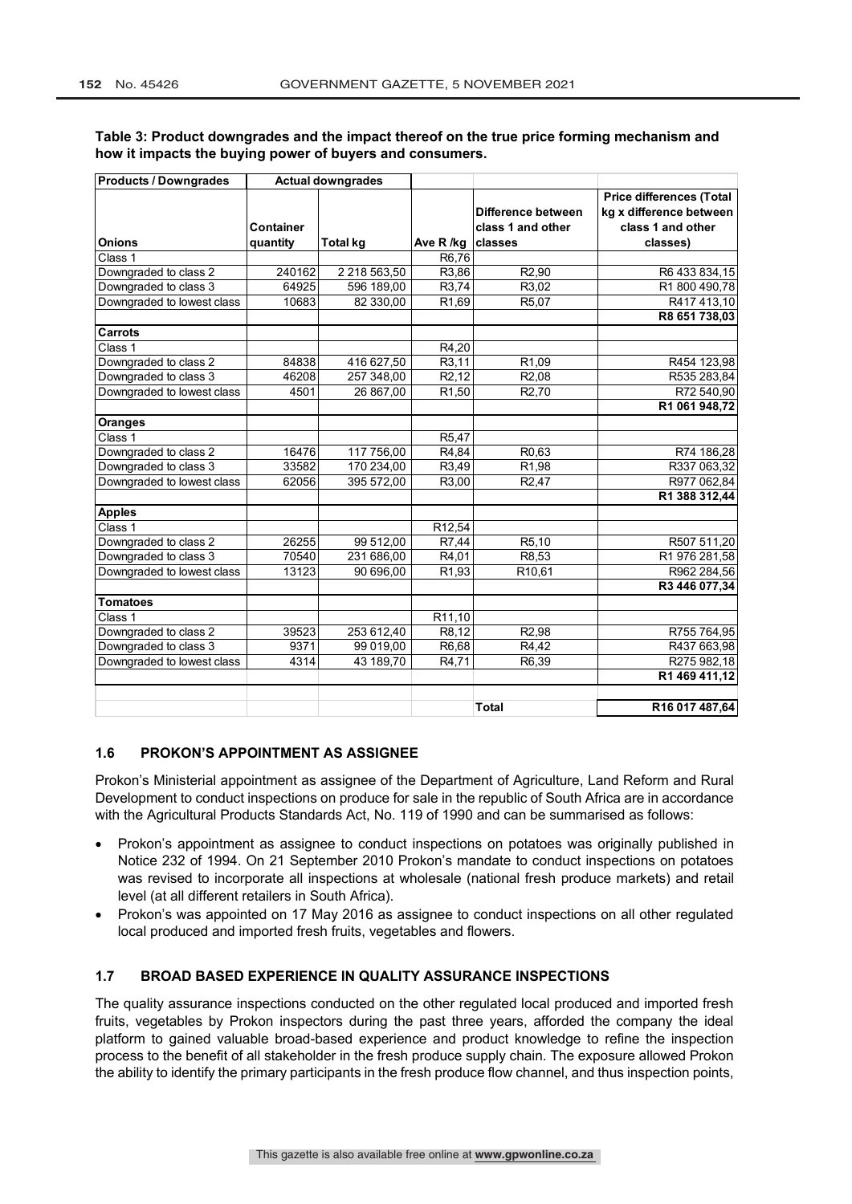**Table 3: Product downgrades and the impact thereof on the true price forming mechanism and how it impacts the buying power of buyers and consumers.**

| Products / Downgrades | Actual downgrades | | | | |
|---|---|---|---|---|---|
| Onions | Container quantity | Total kg | Ave R /kg | Difference between class 1 and other classes | Price differences (Total kg x difference between class 1 and other classes) |
| Class 1 | | | R6,76 | | |
| Downgraded to class 2 | 240162 | 2 218 563,50 | R3,86 | R2,90 | R6 433 834,15 |
| Downgraded to class 3 | 64925 | 596 189,00 | R3,74 | R3,02 | R1 800 490,78 |
| Downgraded to lowest class | 10683 | 82 330,00 | R1,69 | R5,07 | R417 413,10 |
| | | | | | **R8 651 738,03** |
| **Carrots** | | | | | |
| Class 1 | | | R4,20 | | |
| Downgraded to class 2 | 84838 | 416 627,50 | R3,11 | R1,09 | R454 123,98 |
| Downgraded to class 3 | 46208 | 257 348,00 | R2,12 | R2,08 | R535 283,84 |
| Downgraded to lowest class | 4501 | 26 867,00 | R1,50 | R2,70 | R72 540,90 |
| | | | | | **R1 061 948,72** |
| **Oranges** | | | | | |
| Class 1 | | | R5,47 | | |
| Downgraded to class 2 | 16476 | 117 756,00 | R4,84 | R0,63 | R74 186,28 |
| Downgraded to class 3 | 33582 | 170 234,00 | R3,49 | R1,98 | R337 063,32 |
| Downgraded to lowest class | 62056 | 395 572,00 | R3,00 | R2,47 | R977 062,84 |
| | | | | | **R1 388 312,44** |
| **Apples** | | | | | |
| Class 1 | | | R12,54 | | |
| Downgraded to class 2 | 26255 | 99 512,00 | R7,44 | R5,10 | R507 511,20 |
| Downgraded to class 3 | 70540 | 231 686,00 | R4,01 | R8,53 | R1 976 281,58 |
| Downgraded to lowest class | 13123 | 90 696,00 | R1,93 | R10,61 | R962 284,56 |
| | | | | | **R3 446 077,34** |
| **Tomatoes** | | | | | |
| Class 1 | | | R11,10 | | |
| Downgraded to class 2 | 39523 | 253 612,40 | R8,12 | R2,98 | R755 764,95 |
| Downgraded to class 3 | 9371 | 99 019,00 | R6,68 | R4,42 | R437 663,98 |
| Downgraded to lowest class | 4314 | 43 189,70 | R4,71 | R6,39 | R275 982,18 |
| | | | | | **R1 469 411,12** |
| | | | | | |
| | | | | **Total** | **R16 017 487,64** |

### 1.6 PROKON'S APPOINTMENT AS ASSIGNEE

Prokon's Ministerial appointment as assignee of the Department of Agriculture, Land Reform and Rural Development to conduct inspections on produce for sale in the republic of South Africa are in accordance with the Agricultural Products Standards Act, No. 119 of 1990 and can be summarised as follows:

- Prokon's appointment as assignee to conduct inspections on potatoes was originally published in Notice 232 of 1994. On 21 September 2010 Prokon's mandate to conduct inspections on potatoes was revised to incorporate all inspections at wholesale (national fresh produce markets) and retail level (at all different retailers in South Africa).
- Prokon's was appointed on 17 May 2016 as assignee to conduct inspections on all other regulated local produced and imported fresh fruits, vegetables and flowers.

### 1.7 BROAD BASED EXPERIENCE IN QUALITY ASSURANCE INSPECTIONS

The quality assurance inspections conducted on the other regulated local produced and imported fresh fruits, vegetables by Prokon inspectors during the past three years, afforded the company the ideal platform to gained valuable broad-based experience and product knowledge to refine the inspection process to the benefit of all stakeholder in the fresh produce supply chain. The exposure allowed Prokon the ability to identify the primary participants in the fresh produce flow channel, and thus inspection points,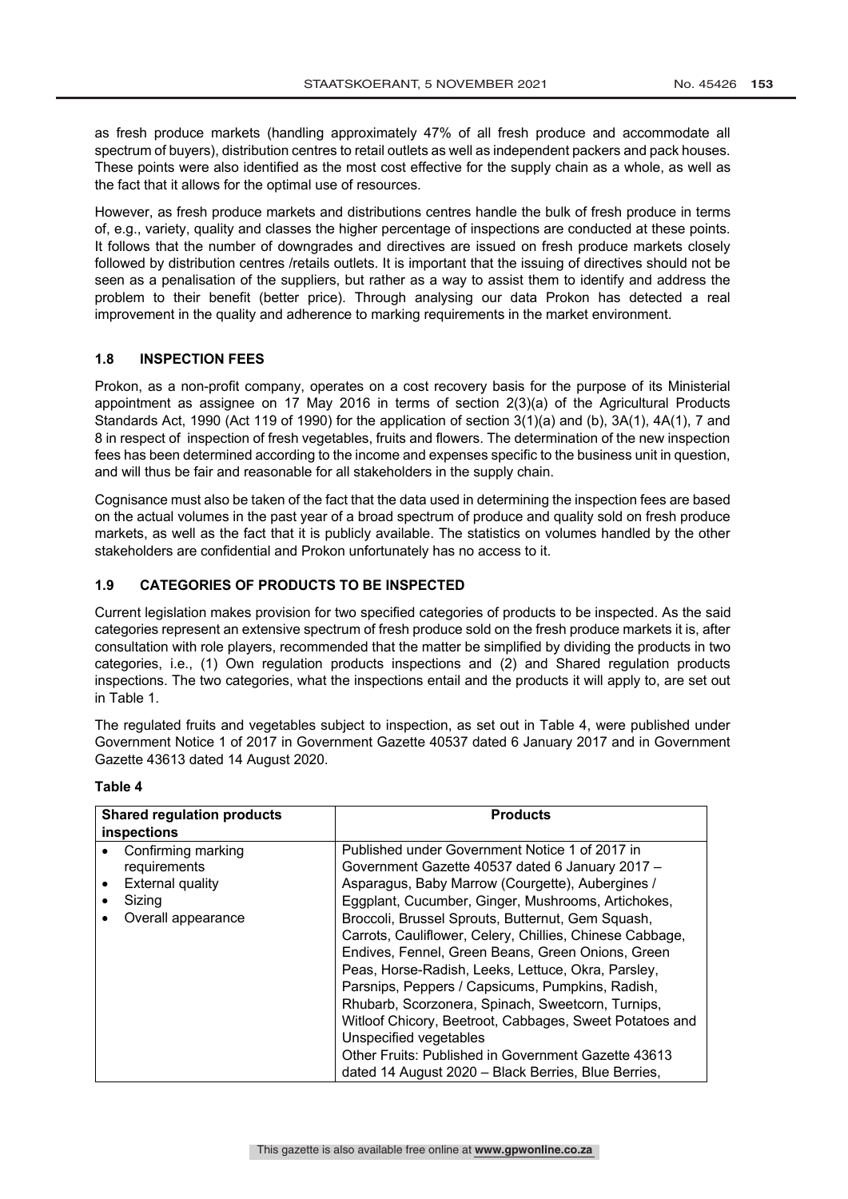as fresh produce markets (handling approximately 47% of all fresh produce and accommodate all spectrum of buyers), distribution centres to retail outlets as well as independent packers and pack houses. These points were also identified as the most cost effective for the supply chain as a whole, as well as the fact that it allows for the optimal use of resources.

However, as fresh produce markets and distributions centres handle the bulk of fresh produce in terms of, e.g., variety, quality and classes the higher percentage of inspections are conducted at these points. It follows that the number of downgrades and directives are issued on fresh produce markets closely followed by distribution centres /retails outlets. It is important that the issuing of directives should not be seen as a penalisation of the suppliers, but rather as a way to assist them to identify and address the problem to their benefit (better price). Through analysing our data Prokon has detected a real improvement in the quality and adherence to marking requirements in the market environment.

### 1.8 INSPECTION FEES

Prokon, as a non-profit company, operates on a cost recovery basis for the purpose of its Ministerial appointment as assignee on 17 May 2016 in terms of section 2(3)(a) of the Agricultural Products Standards Act, 1990 (Act 119 of 1990) for the application of section 3(1)(a) and (b), 3A(1), 4A(1), 7 and 8 in respect of inspection of fresh vegetables, fruits and flowers. The determination of the new inspection fees has been determined according to the income and expenses specific to the business unit in question, and will thus be fair and reasonable for all stakeholders in the supply chain.

Cognisance must also be taken of the fact that the data used in determining the inspection fees are based on the actual volumes in the past year of a broad spectrum of produce and quality sold on fresh produce markets, as well as the fact that it is publicly available. The statistics on volumes handled by the other stakeholders are confidential and Prokon unfortunately has no access to it.

### 1.9 CATEGORIES OF PRODUCTS TO BE INSPECTED

Current legislation makes provision for two specified categories of products to be inspected. As the said categories represent an extensive spectrum of fresh produce sold on the fresh produce markets it is, after consultation with role players, recommended that the matter be simplified by dividing the products in two categories, i.e., (1) Own regulation products inspections and (2) and Shared regulation products inspections. The two categories, what the inspections entail and the products it will apply to, are set out in Table 1.

The regulated fruits and vegetables subject to inspection, as set out in Table 4, were published under Government Notice 1 of 2017 in Government Gazette 40537 dated 6 January 2017 and in Government Gazette 43613 dated 14 August 2020.

**Table 4**

| Shared regulation products inspections | Products |
|---|---|
| • Confirming marking requirements<br>• External quality<br>• Sizing<br>• Overall appearance | Published under Government Notice 1 of 2017 in Government Gazette 40537 dated 6 January 2017 – Asparagus, Baby Marrow (Courgette), Aubergines / Eggplant, Cucumber, Ginger, Mushrooms, Artichokes, Broccoli, Brussel Sprouts, Butternut, Gem Squash, Carrots, Cauliflower, Celery, Chillies, Chinese Cabbage, Endives, Fennel, Green Beans, Green Onions, Green Peas, Horse-Radish, Leeks, Lettuce, Okra, Parsley, Parsnips, Peppers / Capsicums, Pumpkins, Radish, Rhubarb, Scorzonera, Spinach, Sweetcorn, Turnips, Witloof Chicory, Beetroot, Cabbages, Sweet Potatoes and Unspecified vegetables<br>Other Fruits: Published in Government Gazette 43613 dated 14 August 2020 – Black Berries, Blue Berries, |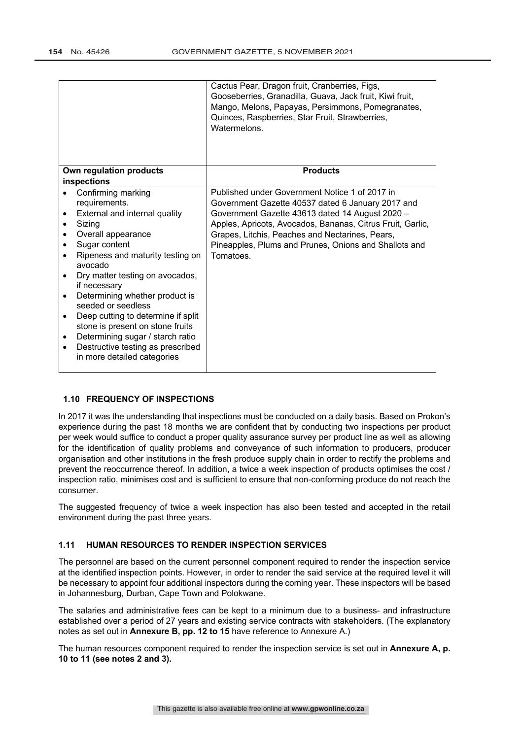| | Cactus Pear, Dragon fruit, Cranberries, Figs, Gooseberries, Granadilla, Guava, Jack fruit, Kiwi fruit, Mango, Melons, Papayas, Persimmons, Pomegranates, Quinces, Raspberries, Star Fruit, Strawberries, Watermelons. |
|---|---|
| **Own regulation products inspections** | **Products** |
| • Confirming marking requirements.<br>• External and internal quality<br>• Sizing<br>• Overall appearance<br>• Sugar content<br>• Ripeness and maturity testing on avocado<br>• Dry matter testing on avocados, if necessary<br>• Determining whether product is seeded or seedless<br>• Deep cutting to determine if split stone is present on stone fruits<br>• Determining sugar / starch ratio<br>• Destructive testing as prescribed in more detailed categories | Published under Government Notice 1 of 2017 in Government Gazette 40537 dated 6 January 2017 and Government Gazette 43613 dated 14 August 2020 – Apples, Apricots, Avocados, Bananas, Citrus Fruit, Garlic, Grapes, Litchis, Peaches and Nectarines, Pears, Pineapples, Plums and Prunes, Onions and Shallots and Tomatoes. |

### 1.10 FREQUENCY OF INSPECTIONS

In 2017 it was the understanding that inspections must be conducted on a daily basis. Based on Prokon's experience during the past 18 months we are confident that by conducting two inspections per product per week would suffice to conduct a proper quality assurance survey per product line as well as allowing for the identification of quality problems and conveyance of such information to producers, producer organisation and other institutions in the fresh produce supply chain in order to rectify the problems and prevent the reoccurrence thereof. In addition, a twice a week inspection of products optimises the cost / inspection ratio, minimises cost and is sufficient to ensure that non-conforming produce do not reach the consumer.

The suggested frequency of twice a week inspection has also been tested and accepted in the retail environment during the past three years.

### 1.11 HUMAN RESOURCES TO RENDER INSPECTION SERVICES

The personnel are based on the current personnel component required to render the inspection service at the identified inspection points. However, in order to render the said service at the required level it will be necessary to appoint four additional inspectors during the coming year. These inspectors will be based in Johannesburg, Durban, Cape Town and Polokwane.

The salaries and administrative fees can be kept to a minimum due to a business- and infrastructure established over a period of 27 years and existing service contracts with stakeholders. (The explanatory notes as set out in **Annexure B, pp. 12 to 15** have reference to Annexure A.)

The human resources component required to render the inspection service is set out in **Annexure A, p. 10 to 11 (see notes 2 and 3).**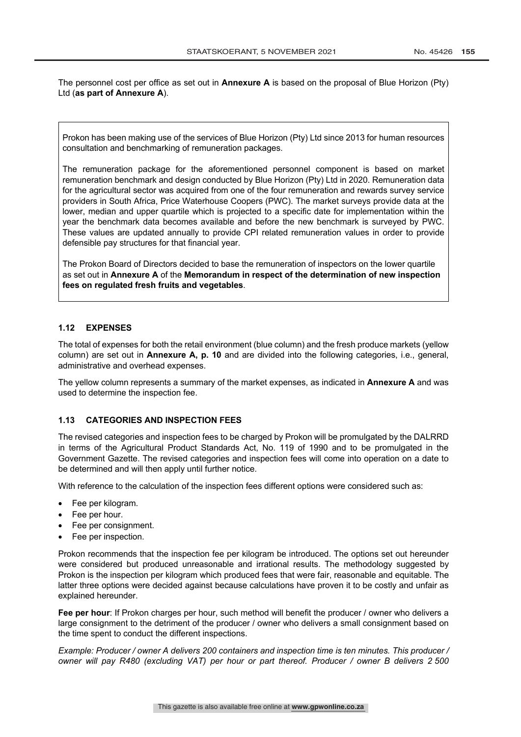The personnel cost per office as set out in **Annexure A** is based on the proposal of Blue Horizon (Pty) Ltd (**as part of Annexure A**).

> Prokon has been making use of the services of Blue Horizon (Pty) Ltd since 2013 for human resources consultation and benchmarking of remuneration packages.
>
> The remuneration package for the aforementioned personnel component is based on market remuneration benchmark and design conducted by Blue Horizon (Pty) Ltd in 2020. Remuneration data for the agricultural sector was acquired from one of the four remuneration and rewards survey service providers in South Africa, Price Waterhouse Coopers (PWC). The market surveys provide data at the lower, median and upper quartile which is projected to a specific date for implementation within the year the benchmark data becomes available and before the new benchmark is surveyed by PWC. These values are updated annually to provide CPI related remuneration values in order to provide defensible pay structures for that financial year.
>
> The Prokon Board of Directors decided to base the remuneration of inspectors on the lower quartile as set out in **Annexure A** of the **Memorandum in respect of the determination of new inspection fees on regulated fresh fruits and vegetables**.

### 1.12 EXPENSES

The total of expenses for both the retail environment (blue column) and the fresh produce markets (yellow column) are set out in **Annexure A, p. 10** and are divided into the following categories, i.e., general, administrative and overhead expenses.

The yellow column represents a summary of the market expenses, as indicated in **Annexure A** and was used to determine the inspection fee.

### 1.13 CATEGORIES AND INSPECTION FEES

The revised categories and inspection fees to be charged by Prokon will be promulgated by the DALRRD in terms of the Agricultural Product Standards Act, No. 119 of 1990 and to be promulgated in the Government Gazette. The revised categories and inspection fees will come into operation on a date to be determined and will then apply until further notice.

With reference to the calculation of the inspection fees different options were considered such as:

- Fee per kilogram.
- Fee per hour.
- Fee per consignment.
- Fee per inspection.

Prokon recommends that the inspection fee per kilogram be introduced. The options set out hereunder were considered but produced unreasonable and irrational results. The methodology suggested by Prokon is the inspection per kilogram which produced fees that were fair, reasonable and equitable. The latter three options were decided against because calculations have proven it to be costly and unfair as explained hereunder.

**Fee per hour**: If Prokon charges per hour, such method will benefit the producer / owner who delivers a large consignment to the detriment of the producer / owner who delivers a small consignment based on the time spent to conduct the different inspections.

*Example: Producer / owner A delivers 200 containers and inspection time is ten minutes. This producer / owner will pay R480 (excluding VAT) per hour or part thereof. Producer / owner B delivers 2 500*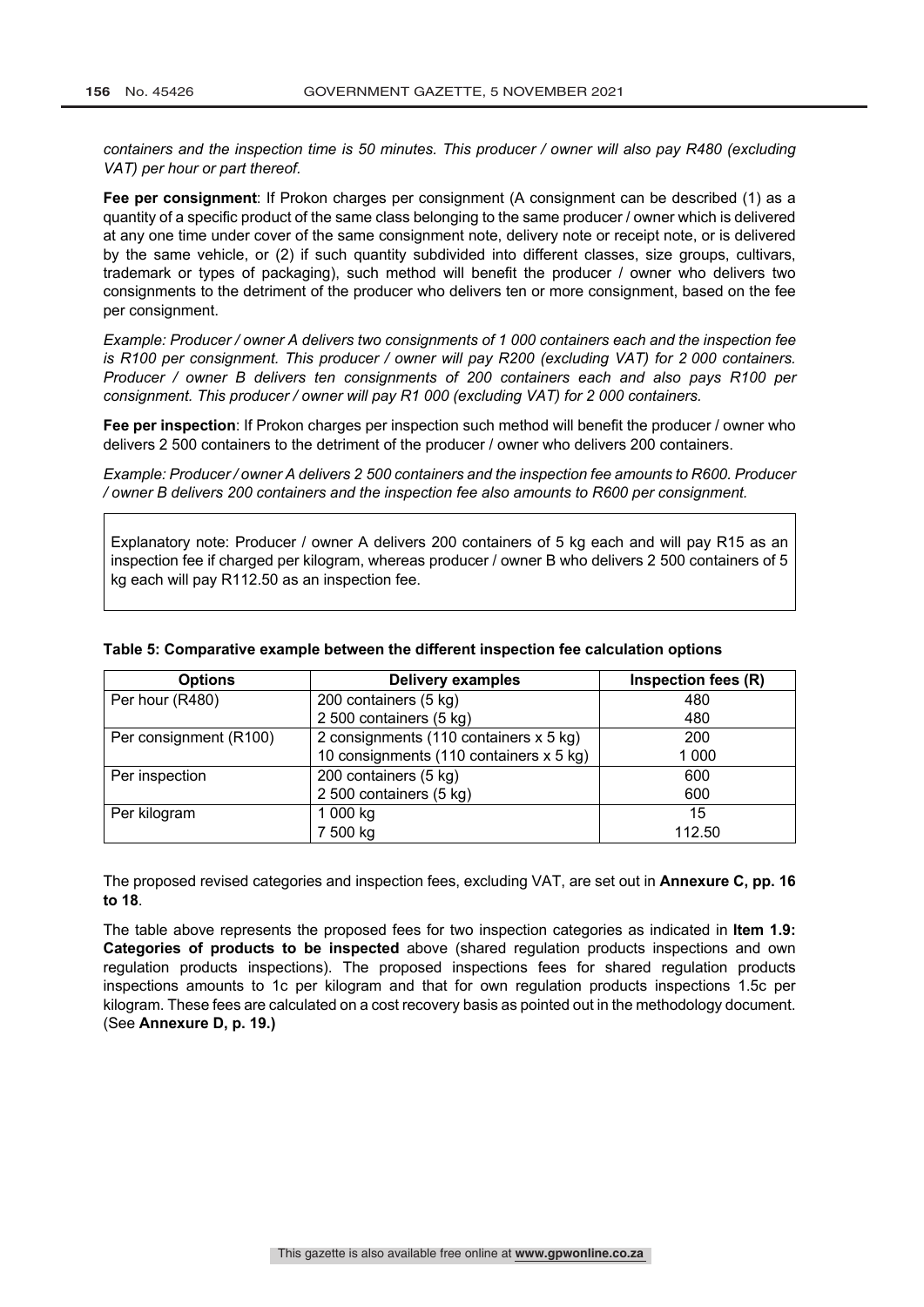*containers and the inspection time is 50 minutes. This producer / owner will also pay R480 (excluding VAT) per hour or part thereof.*

**Fee per consignment**: If Prokon charges per consignment (A consignment can be described (1) as a quantity of a specific product of the same class belonging to the same producer / owner which is delivered at any one time under cover of the same consignment note, delivery note or receipt note, or is delivered by the same vehicle, or (2) if such quantity subdivided into different classes, size groups, cultivars, trademark or types of packaging), such method will benefit the producer / owner who delivers two consignments to the detriment of the producer who delivers ten or more consignment, based on the fee per consignment.

*Example: Producer / owner A delivers two consignments of 1 000 containers each and the inspection fee is R100 per consignment. This producer / owner will pay R200 (excluding VAT) for 2 000 containers. Producer / owner B delivers ten consignments of 200 containers each and also pays R100 per consignment. This producer / owner will pay R1 000 (excluding VAT) for 2 000 containers.*

**Fee per inspection**: If Prokon charges per inspection such method will benefit the producer / owner who delivers 2 500 containers to the detriment of the producer / owner who delivers 200 containers.

*Example: Producer / owner A delivers 2 500 containers and the inspection fee amounts to R600. Producer / owner B delivers 200 containers and the inspection fee also amounts to R600 per consignment.*

Explanatory note: Producer / owner A delivers 200 containers of 5 kg each and will pay R15 as an inspection fee if charged per kilogram, whereas producer / owner B who delivers 2 500 containers of 5 kg each will pay R112.50 as an inspection fee.

**Table 5: Comparative example between the different inspection fee calculation options**

| Options | Delivery examples | Inspection fees (R) |
|---|---|---|
| Per hour (R480) | 200 containers (5 kg) | 480 |
| | 2 500 containers (5 kg) | 480 |
| Per consignment (R100) | 2 consignments (110 containers x 5 kg) | 200 |
| | 10 consignments (110 containers x 5 kg) | 1 000 |
| Per inspection | 200 containers (5 kg) | 600 |
| | 2 500 containers (5 kg) | 600 |
| Per kilogram | 1 000 kg | 15 |
| | 7 500 kg | 112.50 |

The proposed revised categories and inspection fees, excluding VAT, are set out in **Annexure C, pp. 16 to 18**.

The table above represents the proposed fees for two inspection categories as indicated in **Item 1.9: Categories of products to be inspected** above (shared regulation products inspections and own regulation products inspections). The proposed inspections fees for shared regulation products inspections amounts to 1c per kilogram and that for own regulation products inspections 1.5c per kilogram. These fees are calculated on a cost recovery basis as pointed out in the methodology document. (See **Annexure D, p. 19.)**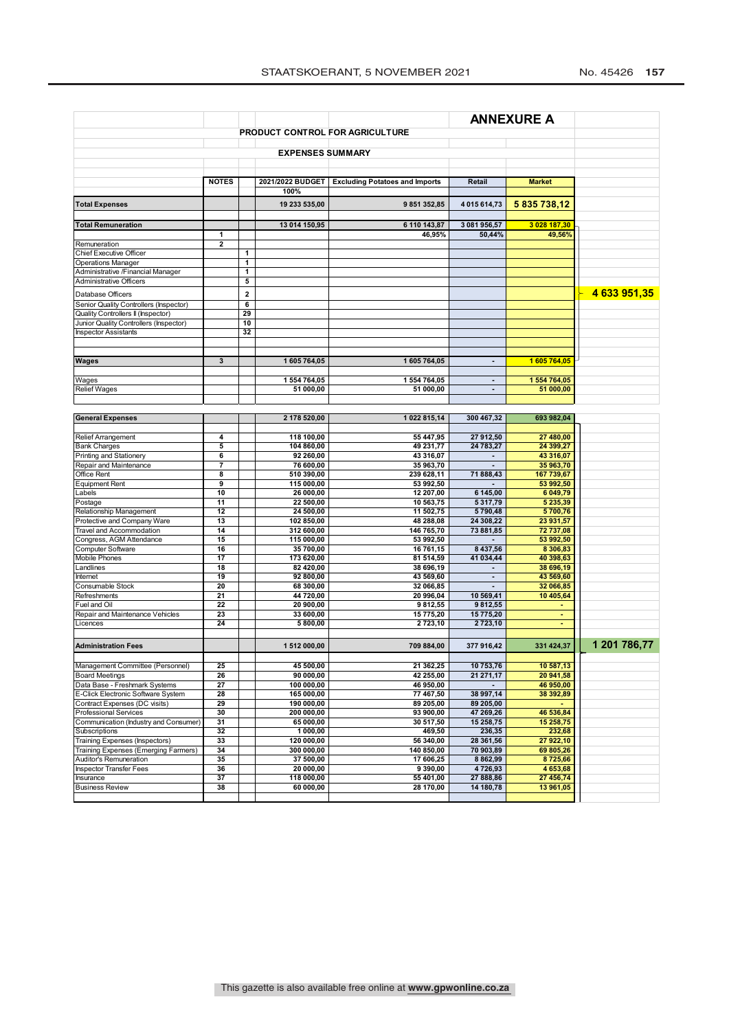# ANNEXURE A

## PRODUCT CONTROL FOR AGRICULTURE

### EXPENSES SUMMARY

| | NOTES | | 2021/2022 BUDGET | Excluding Potatoes and Imports | Retail | Market | |
|---|---|---|---|---|---|---|---|
| | | | 100% | | | | |
| **Total Expenses** | | | 19 233 535,00 | 9 851 352,85 | 4 015 614,73 | 5 835 738,12 | |
| **Total Remuneration** | | | 13 014 150,95 | 6 110 143,87 | 3 081 956,57 | 3 028 187,30 | |
| | 1 | | | 46,95% | 50,44% | 49,56% | |
| Remuneration | 2 | | | | | | |
| Chief Executive Officer | | 1 | | | | | |
| Operations Manager | | 1 | | | | | |
| Administrative /Financial Manager | | 1 | | | | | |
| Administrative Officers | | 5 | | | | | |
| Database Officers | | 2 | | | | | 4 633 951,35 |
| Senior Quality Controllers (Inspector) | | 6 | | | | | |
| Quality Controllers II (Inspector) | | 29 | | | | | |
| Junior Quality Controllers (Inspector) | | 10 | | | | | |
| Inspector Assistants | | 32 | | | | | |
| **Wages** | 3 | | 1 605 764,05 | 1 605 764,05 | - | 1 605 764,05 | |
| Wages | | | 1 554 764,05 | 1 554 764,05 | - | 1 554 764,05 | |
| Relief Wages | | | 51 000,00 | 51 000,00 | - | 51 000,00 | |
| **General Expenses** | | | 2 178 520,00 | 1 022 815,14 | 300 467,32 | 693 982,04 | |
| Relief Arrangement | 4 | | 118 100,00 | 55 447,95 | 27 912,50 | 27 480,00 | |
| Bank Charges | 5 | | 104 860,00 | 49 231,77 | 24 783,27 | 24 399,27 | |
| Printing and Stationery | 6 | | 92 260,00 | 43 316,07 | - | 43 316,07 | |
| Repair and Maintenance | 7 | | 76 600,00 | 35 963,70 | - | 35 963,70 | |
| Office Rent | 8 | | 510 390,00 | 239 628,11 | 71 888,43 | 167 739,67 | |
| Equipment Rent | 9 | | 115 000,00 | 53 992,50 | - | 53 992,50 | |
| Labels | 10 | | 26 000,00 | 12 207,00 | 6 145,00 | 6 049,79 | |
| Postage | 11 | | 22 500,00 | 10 563,75 | 5 317,79 | 5 235,39 | |
| Relationship Management | 12 | | 24 500,00 | 11 502,75 | 5 790,48 | 5 700,76 | |
| Protective and Company Ware | 13 | | 102 850,00 | 48 288,08 | 24 308,22 | 23 931,57 | |
| Travel and Accommodation | 14 | | 312 600,00 | 146 765,70 | 73 881,85 | 72 737,08 | |
| Congress, AGM Attendance | 15 | | 115 000,00 | 53 992,50 | - | 53 992,50 | |
| Computer Software | 16 | | 35 700,00 | 16 761,15 | 8 437,56 | 8 306,83 | |
| Mobile Phones | 17 | | 173 620,00 | 81 514,59 | 41 034,44 | 40 398,63 | |
| Landlines | 18 | | 82 420,00 | 38 696,19 | - | 38 696,19 | |
| Internet | 19 | | 92 800,00 | 43 569,60 | - | 43 569,60 | |
| Consumable Stock | 20 | | 68 300,00 | 32 066,85 | - | 32 066,85 | |
| Refreshments | 21 | | 44 720,00 | 20 996,04 | 10 569,41 | 10 405,64 | |
| Fuel and Oil | 22 | | 20 900,00 | 9 812,55 | 9 812,55 | - | |
| Repair and Maintenance Vehicles | 23 | | 33 600,00 | 15 775,20 | 15 775,20 | - | |
| Licences | 24 | | 5 800,00 | 2 723,10 | 2 723,10 | - | |
| **Administration Fees** | | | 1 512 000,00 | 709 884,00 | 377 916,42 | 331 424,37 | 1 201 786,77 |
| Management Committee (Personnel) | 25 | | 45 500,00 | 21 362,25 | 10 753,76 | 10 587,13 | |
| Board Meetings | 26 | | 90 000,00 | 42 255,00 | 21 271,17 | 20 941,58 | |
| Data Base - Freshmark Systems | 27 | | 100 000,00 | 46 950,00 | - | 46 950,00 | |
| E-Click Electronic Software System | 28 | | 165 000,00 | 77 467,50 | 38 997,14 | 38 392,89 | |
| Contract Expenses (DC visits) | 29 | | 190 000,00 | 89 205,00 | 89 205,00 | - | |
| Professional Services | 30 | | 200 000,00 | 93 900,00 | 47 269,26 | 46 536,84 | |
| Communication (Industry and Consumer) | 31 | | 65 000,00 | 30 517,50 | 15 258,75 | 15 258,75 | |
| Subscriptions | 32 | | 1 000,00 | 469,50 | 236,35 | 232,68 | |
| Training Expenses (Inspectors) | 33 | | 120 000,00 | 56 340,00 | 28 361,56 | 27 922,10 | |
| Training Expenses (Emerging Farmers) | 34 | | 300 000,00 | 140 850,00 | 70 903,89 | 69 805,26 | |
| Auditor's Remuneration | 35 | | 37 500,00 | 17 606,25 | 8 862,99 | 8 725,66 | |
| Inspector Transfer Fees | 36 | | 20 000,00 | 9 390,00 | 4 726,93 | 4 653,68 | |
| Insurance | 37 | | 118 000,00 | 55 401,00 | 27 888,86 | 27 456,74 | |
| Business Review | 38 | | 60 000,00 | 28 170,00 | 14 180,78 | 13 961,05 | |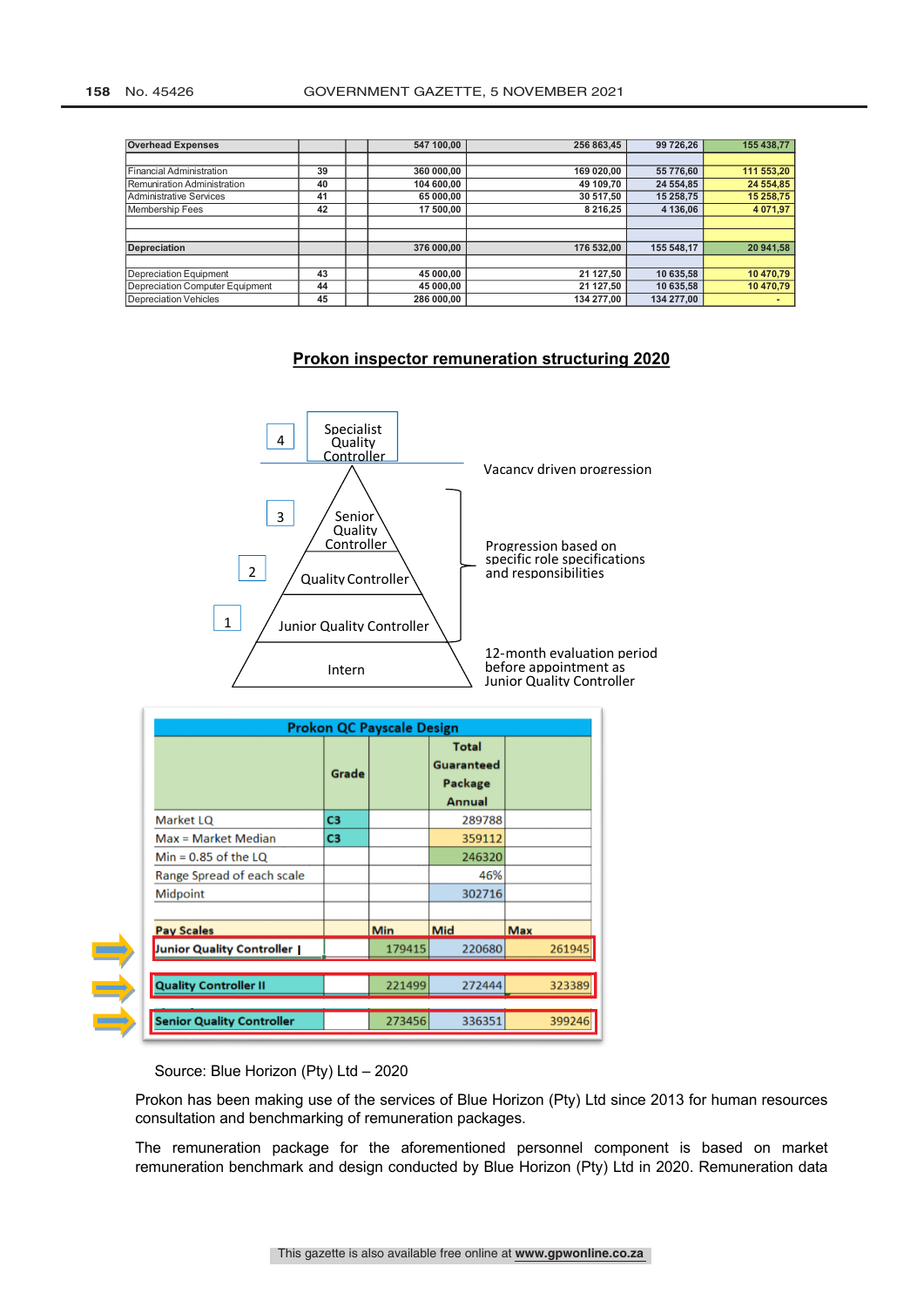| Overhead Expenses | | | 547 100,00 | 256 863,45 | 99 726,26 | 155 438,77 |
|---|---|---|---|---|---|---|
| | | | | | | |
| Financial Administration | 39 | | 360 000,00 | 169 020,00 | 55 776,60 | 111 553,20 |
| Remuniration Administration | 40 | | 104 600,00 | 49 109,70 | 24 554,85 | 24 554,85 |
| Administrative Services | 41 | | 65 000,00 | 30 517,50 | 15 258,75 | 15 258,75 |
| Membership Fees | 42 | | 17 500,00 | 8 216,25 | 4 136,06 | 4 071,97 |
| | | | | | | |
| Depreciation | | | 376 000,00 | 176 532,00 | 155 548,17 | 20 941,58 |
| | | | | | | |
| Depreciation Equipment | 43 | | 45 000,00 | 21 127,50 | 10 635,58 | 10 470,79 |
| Depreciation Computer Equipment | 44 | | 45 000,00 | 21 127,50 | 10 635,58 | 10 470,79 |
| Depreciation Vehicles | 45 | | 286 000,00 | 134 277,00 | 134 277,00 | - |

## Prokon inspector remuneration structuring 2020

| Level | Position | Progression |
|---|---|---|
| 4 | Specialist Quality Controller | Vacancy driven progression |
| 3 | Senior Quality Controller | Progression based on specific role specifications and responsibilities |
| 2 | Quality Controller | Progression based on specific role specifications and responsibilities |
| 1 | Junior Quality Controller | Progression based on specific role specifications and responsibilities |
| | Intern | 12-month evaluation period before appointment as Junior Quality Controller |

**Prokon QC Payscale Design**

| | Grade | | Total Guaranteed Package Annual | |
|---|---|---|---|---|
| Market LQ | C3 | | 289788 | |
| Max = Market Median | C3 | | 359112 | |
| Min = 0.85 of the LQ | | | 246320 | |
| Range Spread of each scale | | | 46% | |
| Midpoint | | | 302716 | |
| | | | | |
| **Pay Scales** | | **Min** | **Mid** | **Max** |
| **Junior Quality Controller I** | | 179415 | 220680 | 261945 |
| **Quality Controller II** | | 221499 | 272444 | 323389 |
| **Senior Quality Controller** | | 273456 | 336351 | 399246 |

Source: Blue Horizon (Pty) Ltd – 2020

Prokon has been making use of the services of Blue Horizon (Pty) Ltd since 2013 for human resources consultation and benchmarking of remuneration packages.

The remuneration package for the aforementioned personnel component is based on market remuneration benchmark and design conducted by Blue Horizon (Pty) Ltd in 2020. Remuneration data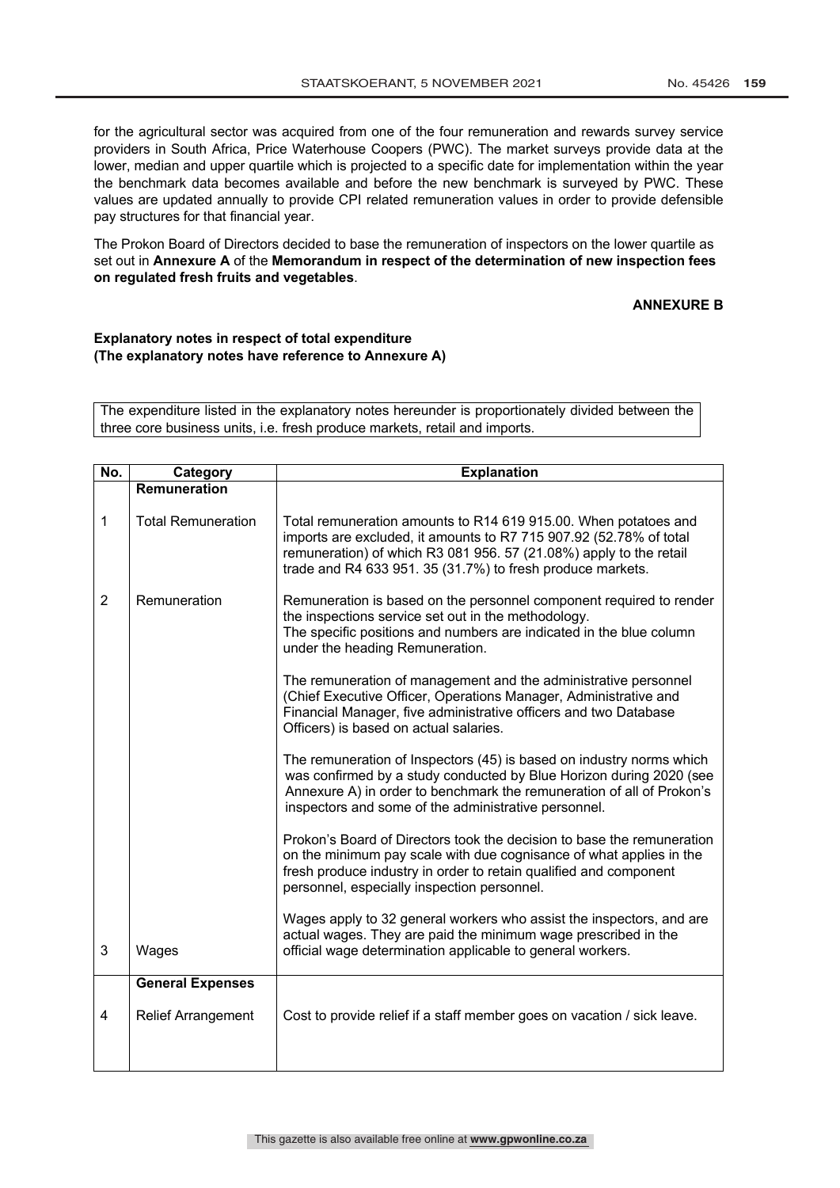for the agricultural sector was acquired from one of the four remuneration and rewards survey service providers in South Africa, Price Waterhouse Coopers (PWC). The market surveys provide data at the lower, median and upper quartile which is projected to a specific date for implementation within the year the benchmark data becomes available and before the new benchmark is surveyed by PWC. These values are updated annually to provide CPI related remuneration values in order to provide defensible pay structures for that financial year.

The Prokon Board of Directors decided to base the remuneration of inspectors on the lower quartile as set out in **Annexure A** of the **Memorandum in respect of the determination of new inspection fees on regulated fresh fruits and vegetables**.

**ANNEXURE B**

**Explanatory notes in respect of total expenditure**
**(The explanatory notes have reference to Annexure A)**

The expenditure listed in the explanatory notes hereunder is proportionately divided between the three core business units, i.e. fresh produce markets, retail and imports.

| No. | Category | Explanation |
|---|---|---|
| | **Remuneration** | |
| 1 | Total Remuneration | Total remuneration amounts to R14 619 915.00. When potatoes and imports are excluded, it amounts to R7 715 907.92 (52.78% of total remuneration) of which R3 081 956. 57 (21.08%) apply to the retail trade and R4 633 951. 35 (31.7%) to fresh produce markets. |
| 2 | Remuneration | Remuneration is based on the personnel component required to render the inspections service set out in the methodology. The specific positions and numbers are indicated in the blue column under the heading Remuneration.<br><br>The remuneration of management and the administrative personnel (Chief Executive Officer, Operations Manager, Administrative and Financial Manager, five administrative officers and two Database Officers) is based on actual salaries.<br><br>The remuneration of Inspectors (45) is based on industry norms which was confirmed by a study conducted by Blue Horizon during 2020 (see Annexure A) in order to benchmark the remuneration of all of Prokon's inspectors and some of the administrative personnel.<br><br>Prokon's Board of Directors took the decision to base the remuneration on the minimum pay scale with due cognisance of what applies in the fresh produce industry in order to retain qualified and component personnel, especially inspection personnel. |
| 3 | Wages | Wages apply to 32 general workers who assist the inspectors, and are actual wages. They are paid the minimum wage prescribed in the official wage determination applicable to general workers. |
| | **General Expenses** | |
| 4 | Relief Arrangement | Cost to provide relief if a staff member goes on vacation / sick leave. |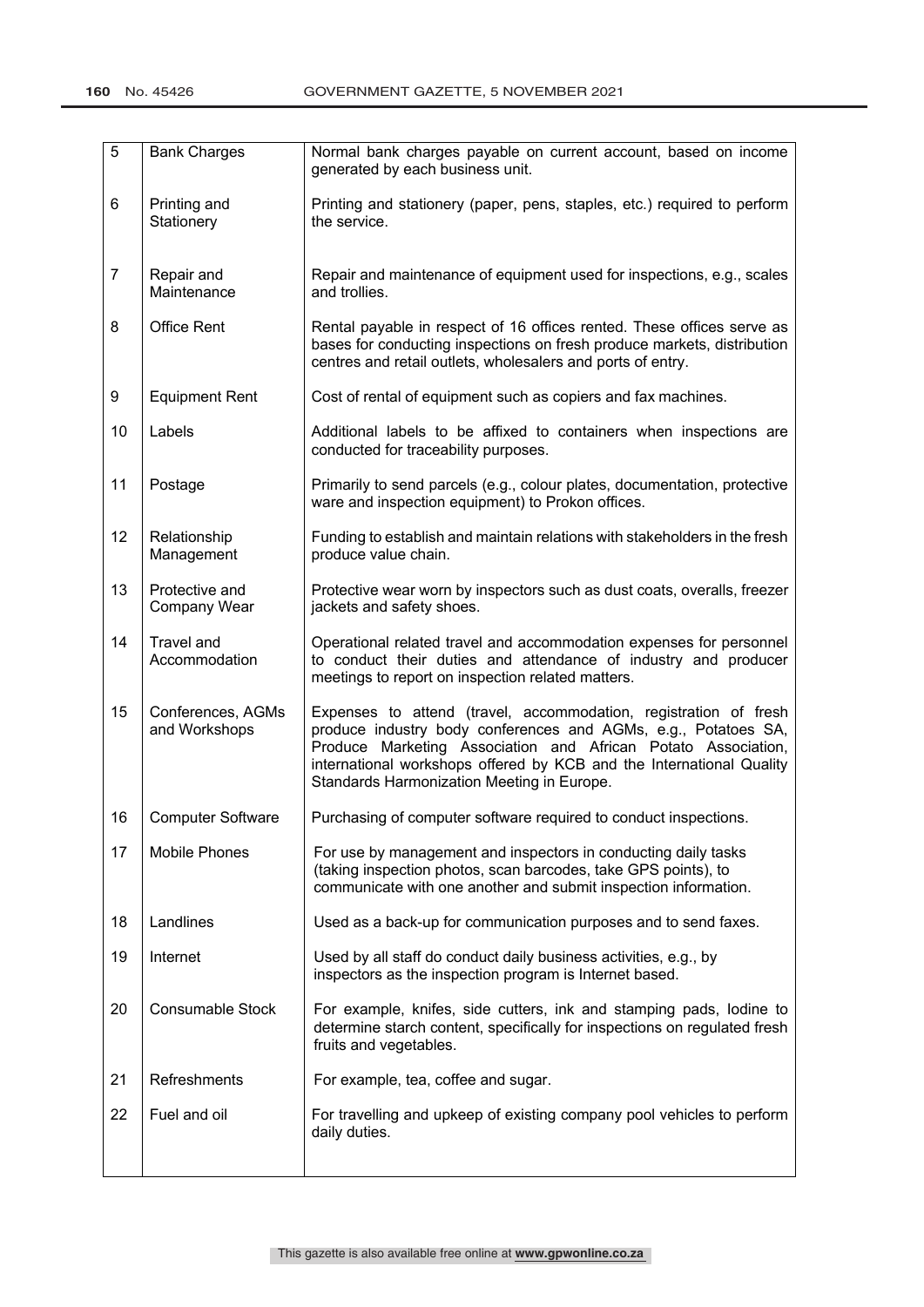| 5 | Bank Charges | Normal bank charges payable on current account, based on income generated by each business unit. |
|---|---|---|
| 6 | Printing and Stationery | Printing and stationery (paper, pens, staples, etc.) required to perform the service. |
| 7 | Repair and Maintenance | Repair and maintenance of equipment used for inspections, e.g., scales and trollies. |
| 8 | Office Rent | Rental payable in respect of 16 offices rented. These offices serve as bases for conducting inspections on fresh produce markets, distribution centres and retail outlets, wholesalers and ports of entry. |
| 9 | Equipment Rent | Cost of rental of equipment such as copiers and fax machines. |
| 10 | Labels | Additional labels to be affixed to containers when inspections are conducted for traceability purposes. |
| 11 | Postage | Primarily to send parcels (e.g., colour plates, documentation, protective ware and inspection equipment) to Prokon offices. |
| 12 | Relationship Management | Funding to establish and maintain relations with stakeholders in the fresh produce value chain. |
| 13 | Protective and Company Wear | Protective wear worn by inspectors such as dust coats, overalls, freezer jackets and safety shoes. |
| 14 | Travel and Accommodation | Operational related travel and accommodation expenses for personnel to conduct their duties and attendance of industry and producer meetings to report on inspection related matters. |
| 15 | Conferences, AGMs and Workshops | Expenses to attend (travel, accommodation, registration of fresh produce industry body conferences and AGMs, e.g., Potatoes SA, Produce Marketing Association and African Potato Association, international workshops offered by KCB and the International Quality Standards Harmonization Meeting in Europe. |
| 16 | Computer Software | Purchasing of computer software required to conduct inspections. |
| 17 | Mobile Phones | For use by management and inspectors in conducting daily tasks (taking inspection photos, scan barcodes, take GPS points), to communicate with one another and submit inspection information. |
| 18 | Landlines | Used as a back-up for communication purposes and to send faxes. |
| 19 | Internet | Used by all staff do conduct daily business activities, e.g., by inspectors as the inspection program is Internet based. |
| 20 | Consumable Stock | For example, knifes, side cutters, ink and stamping pads, Iodine to determine starch content, specifically for inspections on regulated fresh fruits and vegetables. |
| 21 | Refreshments | For example, tea, coffee and sugar. |
| 22 | Fuel and oil | For travelling and upkeep of existing company pool vehicles to perform daily duties. |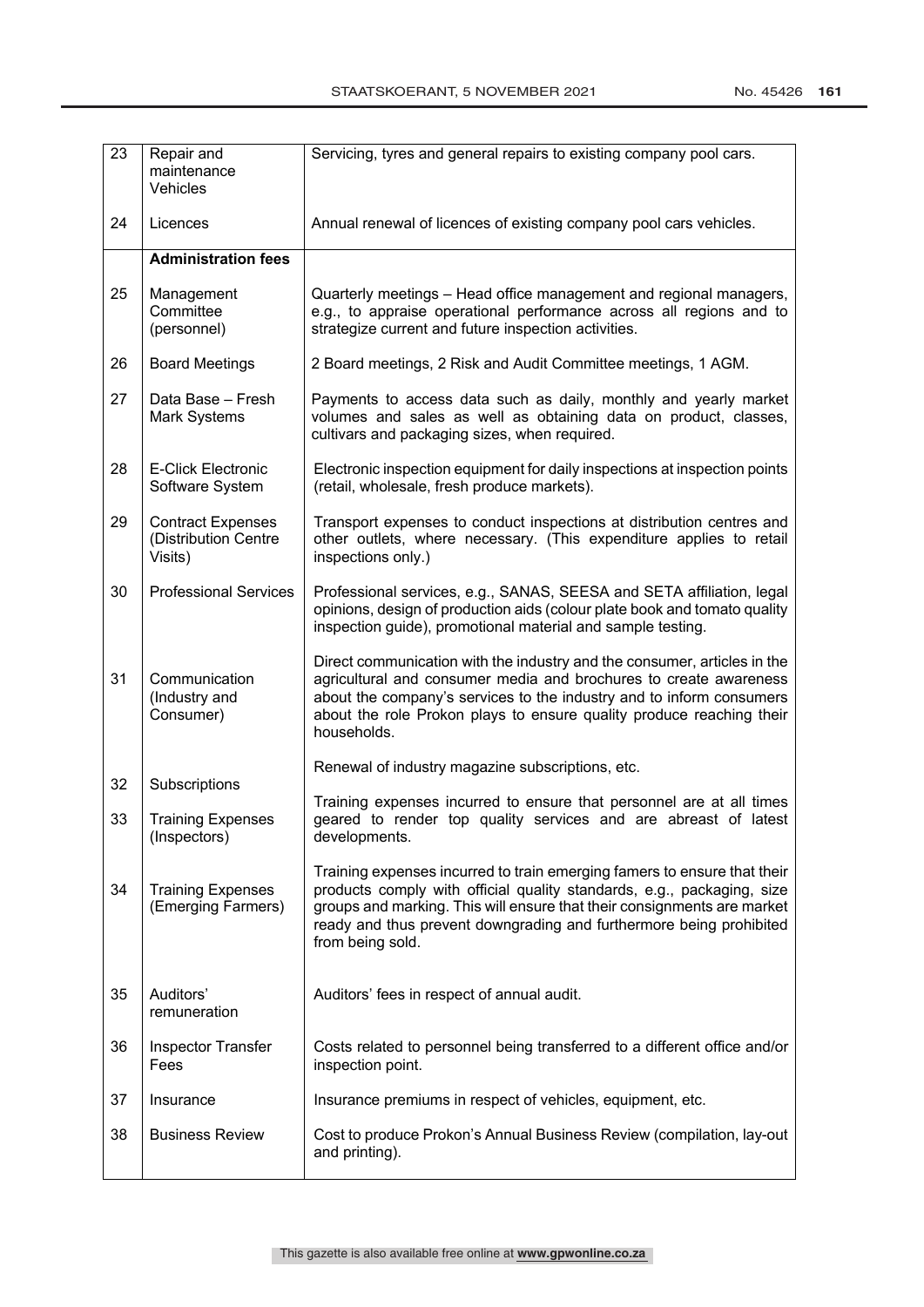| | | |
|---|---|---|
| 23 | Repair and maintenance Vehicles | Servicing, tyres and general repairs to existing company pool cars. |
| 24 | Licences | Annual renewal of licences of existing company pool cars vehicles. |
| | **Administration fees** | |
| 25 | Management Committee (personnel) | Quarterly meetings – Head office management and regional managers, e.g., to appraise operational performance across all regions and to strategize current and future inspection activities. |
| 26 | Board Meetings | 2 Board meetings, 2 Risk and Audit Committee meetings, 1 AGM. |
| 27 | Data Base – Fresh Mark Systems | Payments to access data such as daily, monthly and yearly market volumes and sales as well as obtaining data on product, classes, cultivars and packaging sizes, when required. |
| 28 | E-Click Electronic Software System | Electronic inspection equipment for daily inspections at inspection points (retail, wholesale, fresh produce markets). |
| 29 | Contract Expenses (Distribution Centre Visits) | Transport expenses to conduct inspections at distribution centres and other outlets, where necessary. (This expenditure applies to retail inspections only.) |
| 30 | Professional Services | Professional services, e.g., SANAS, SEESA and SETA affiliation, legal opinions, design of production aids (colour plate book and tomato quality inspection guide), promotional material and sample testing. |
| 31 | Communication (Industry and Consumer) | Direct communication with the industry and the consumer, articles in the agricultural and consumer media and brochures to create awareness about the company's services to the industry and to inform consumers about the role Prokon plays to ensure quality produce reaching their households. |
| 32 | Subscriptions | Renewal of industry magazine subscriptions, etc. |
| 33 | Training Expenses (Inspectors) | Training expenses incurred to ensure that personnel are at all times geared to render top quality services and are abreast of latest developments. |
| 34 | Training Expenses (Emerging Farmers) | Training expenses incurred to train emerging famers to ensure that their products comply with official quality standards, e.g., packaging, size groups and marking. This will ensure that their consignments are market ready and thus prevent downgrading and furthermore being prohibited from being sold. |
| 35 | Auditors' remuneration | Auditors' fees in respect of annual audit. |
| 36 | Inspector Transfer Fees | Costs related to personnel being transferred to a different office and/or inspection point. |
| 37 | Insurance | Insurance premiums in respect of vehicles, equipment, etc. |
| 38 | Business Review | Cost to produce Prokon's Annual Business Review (compilation, lay-out and printing). |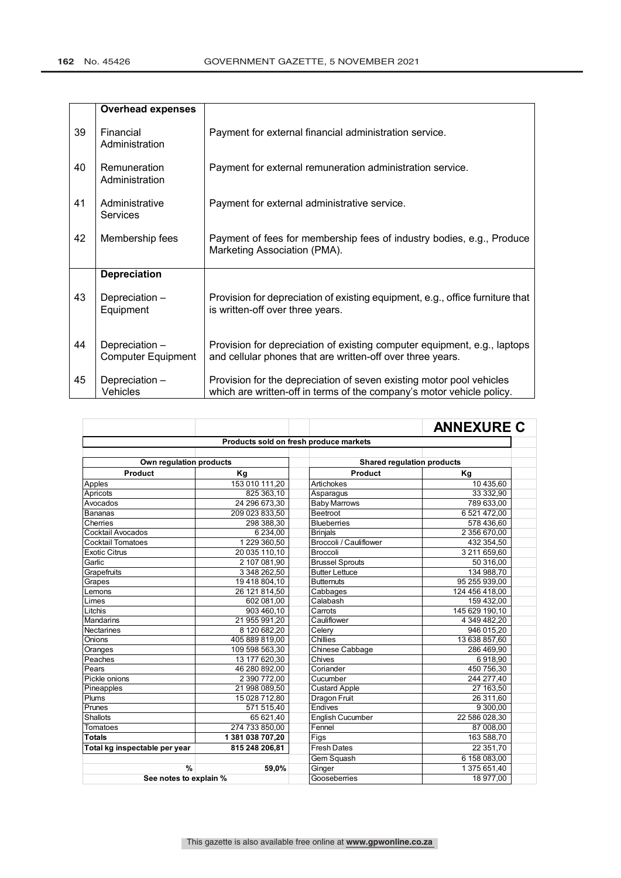| | **Overhead expenses** | |
|---|---|---|
| 39 | Financial Administration | Payment for external financial administration service. |
| 40 | Remuneration Administration | Payment for external remuneration administration service. |
| 41 | Administrative Services | Payment for external administrative service. |
| 42 | Membership fees | Payment of fees for membership fees of industry bodies, e.g., Produce Marketing Association (PMA). |
| | **Depreciation** | |
| 43 | Depreciation – Equipment | Provision for depreciation of existing equipment, e.g., office furniture that is written-off over three years. |
| 44 | Depreciation – Computer Equipment | Provision for depreciation of existing computer equipment, e.g., laptops and cellular phones that are written-off over three years. |
| 45 | Depreciation – Vehicles | Provision for the depreciation of seven existing motor pool vehicles which are written-off in terms of the company's motor vehicle policy. |

## ANNEXURE C

**Products sold on fresh produce markets**

| **Own regulation products** | | | **Shared regulation products** | |
|---|---|---|---|---|
| **Product** | **Kg** | | **Product** | **Kg** |
| Apples | 153 010 111,20 | | Artichokes | 10 435,60 |
| Apricots | 825 363,10 | | Asparagus | 33 332,90 |
| Avocados | 24 296 673,30 | | Baby Marrows | 789 633,00 |
| Bananas | 209 023 833,50 | | Beetroot | 6 521 472,00 |
| Cherries | 298 388,30 | | Blueberries | 578 436,60 |
| Cocktail Avocados | 6 234,00 | | Brinjals | 2 356 670,00 |
| Cocktail Tomatoes | 1 229 360,50 | | Broccoli / Cauliflower | 432 354,50 |
| Exotic Citrus | 20 035 110,10 | | Broccoli | 3 211 659,60 |
| Garlic | 2 107 081,90 | | Brussel Sprouts | 50 316,00 |
| Grapefruits | 3 348 262,50 | | Butter Lettuce | 134 988,70 |
| Grapes | 19 418 804,10 | | Butternuts | 95 255 939,00 |
| Lemons | 26 121 814,50 | | Cabbages | 124 456 418,00 |
| Limes | 602 081,00 | | Calabash | 159 432,00 |
| Litchis | 903 460,10 | | Carrots | 145 629 190,10 |
| Mandarins | 21 955 991,20 | | Cauliflower | 4 349 482,20 |
| Nectarines | 8 120 682,20 | | Celery | 946 015,20 |
| Onions | 405 889 819,00 | | Chillies | 13 638 857,60 |
| Oranges | 109 598 563,30 | | Chinese Cabbage | 286 469,90 |
| Peaches | 13 177 620,30 | | Chives | 6 918,90 |
| Pears | 46 280 892,00 | | Coriander | 450 756,30 |
| Pickle onions | 2 390 772,00 | | Cucumber | 244 277,40 |
| Pineapples | 21 998 089,50 | | Custard Apple | 27 163,50 |
| Plums | 15 028 712,80 | | Dragon Fruit | 26 311,60 |
| Prunes | 571 515,40 | | Endives | 9 300,00 |
| Shallots | 65 621,40 | | English Cucumber | 22 586 028,30 |
| Tomatoes | 274 733 850,00 | | Fennel | 87 008,00 |
| **Totals** | **1 381 038 707,20** | | Figs | 163 588,70 |
| **Total kg inspectable per year** | **815 248 206,81** | | Fresh Dates | 22 351,70 |
| | | | Gem Squash | 6 158 083,00 |
| **%** | **59,0%** | | Ginger | 1 375 651,40 |
| See notes to explain % | | | Gooseberries | 18 977,00 |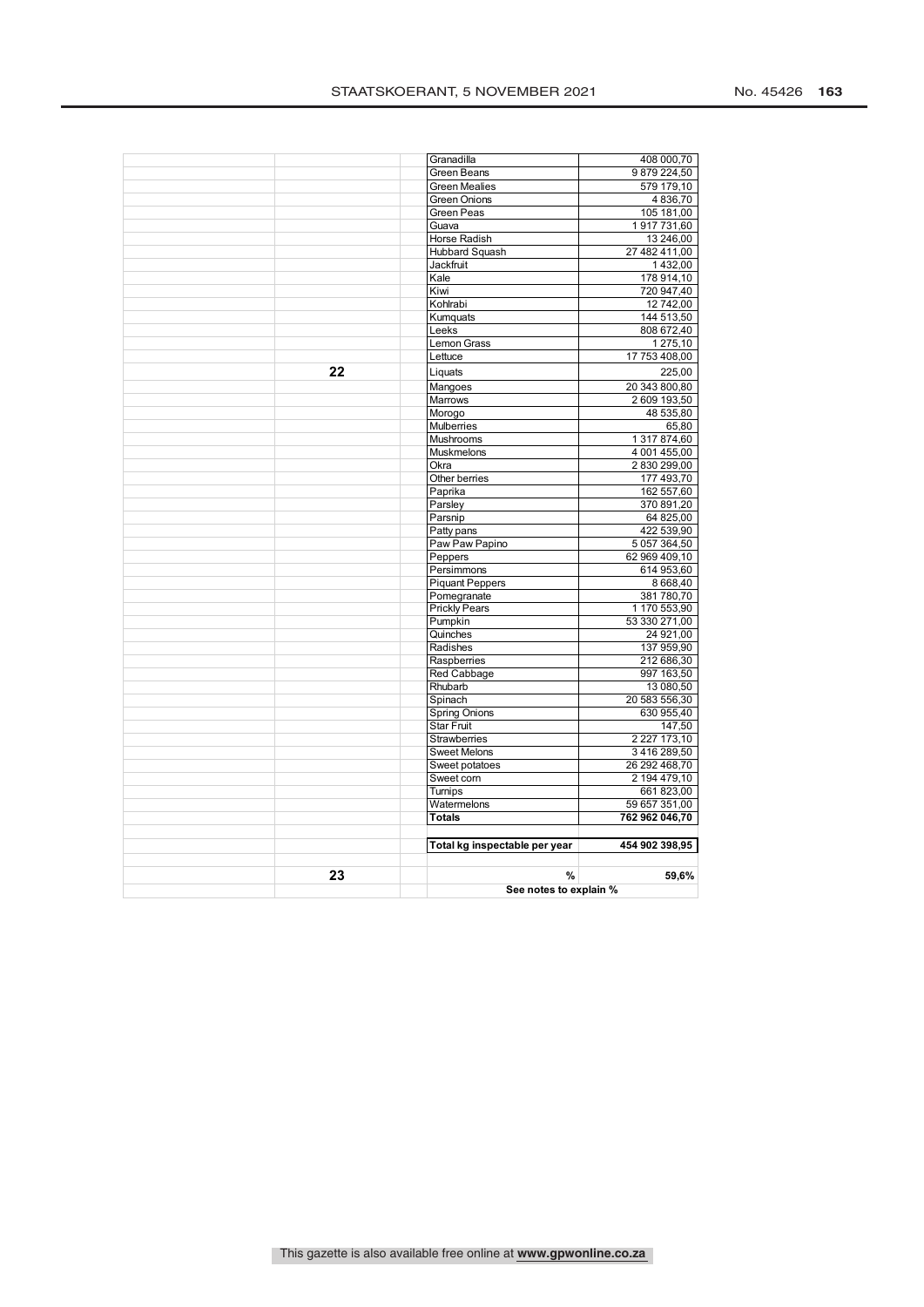| | | | |
|---|---|---|---|
| | | Granadilla | 408 000,70 |
| | | Green Beans | 9 879 224,50 |
| | | Green Mealies | 579 179,10 |
| | | Green Onions | 4 836,70 |
| | | Green Peas | 105 181,00 |
| | | Guava | 1 917 731,60 |
| | | Horse Radish | 13 246,00 |
| | | Hubbard Squash | 27 482 411,00 |
| | | Jackfruit | 1 432,00 |
| | | Kale | 178 914,10 |
| | | Kiwi | 720 947,40 |
| | | Kohlrabi | 12 742,00 |
| | | Kumquats | 144 513,50 |
| | | Leeks | 808 672,40 |
| | | Lemon Grass | 1 275,10 |
| | | Lettuce | 17 753 408,00 |
| 22 | | Liquats | 225,00 |
| | | Mangoes | 20 343 800,80 |
| | | Marrows | 2 609 193,50 |
| | | Morogo | 48 535,80 |
| | | Mulberries | 65,80 |
| | | Mushrooms | 1 317 874,60 |
| | | Muskmelons | 4 001 455,00 |
| | | Okra | 2 830 299,00 |
| | | Other berries | 177 493,70 |
| | | Paprika | 162 557,60 |
| | | Parsley | 370 891,20 |
| | | Parsnip | 64 825,00 |
| | | Patty pans | 422 539,90 |
| | | Paw Paw Papino | 5 057 364,50 |
| | | Peppers | 62 969 409,10 |
| | | Persimmons | 614 953,60 |
| | | Piquant Peppers | 8 668,40 |
| | | Pomegranate | 381 780,70 |
| | | Prickly Pears | 1 170 553,90 |
| | | Pumpkin | 53 330 271,00 |
| | | Quinches | 24 921,00 |
| | | Radishes | 137 959,90 |
| | | Raspberries | 212 686,30 |
| | | Red Cabbage | 997 163,50 |
| | | Rhubarb | 13 080,50 |
| | | Spinach | 20 583 556,30 |
| | | Spring Onions | 630 955,40 |
| | | Star Fruit | 147,50 |
| | | Strawberries | 2 227 173,10 |
| | | Sweet Melons | 3 416 289,50 |
| | | Sweet potatoes | 26 292 468,70 |
| | | Sweet corn | 2 194 479,10 |
| | | Turnips | 661 823,00 |
| | | Watermelons | 59 657 351,00 |
| | | **Totals** | **762 962 046,70** |
| | | | |
| | | **Total kg inspectable per year** | **454 902 398,95** |
| | | | |
| 23 | | **%** | **59,6%** |
| | | **See notes to explain %** | |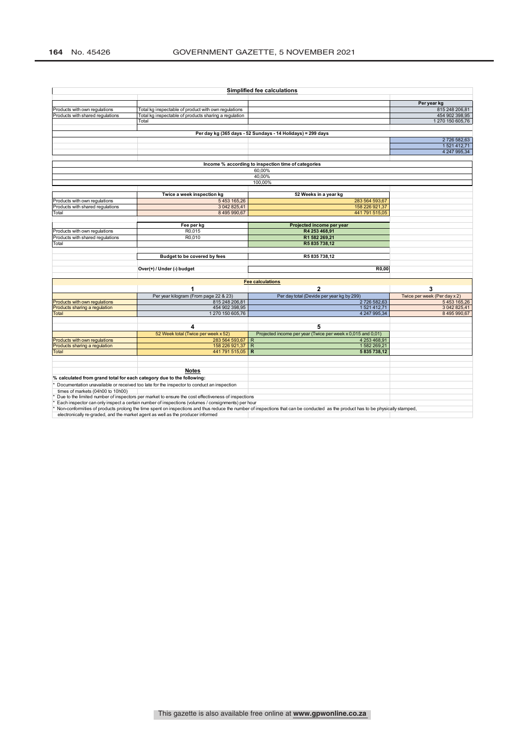## Simplified fee calculations

| | | | Per year kg |
|---|---|---|---|
| Products with own regulations | Total kg inspectable of product with own regulations | | 815 248 206,81 |
| Products with shared regulations | Total kg inspectable of products sharing a regulation | | 454 902 398,95 |
| | Total | | 1 270 150 605,76 |

**Per day kg (365 days - 52 Sundays - 14 Holidays) = 299 days**

| | | | |
|---|---|---|---|
| | | | 2 726 582,63 |
| | | | 1 521 412,71 |
| | | | 4 247 995,34 |

**Income % according to inspection time of categories**

| |
|---|
| 60,00% |
| 40,00% |
| 100,00% |

| | Twice a week inspection kg | 52 Weeks in a year kg |
|---|---|---|
| Products with own regulations | 5 453 165,26 | 283 564 593,67 |
| Products with shared regulations | 3 042 825,41 | 158 226 921,37 |
| Total | 8 495 990,67 | 441 791 515,05 |

| | Fee per kg | Projected income per year |
|---|---|---|
| Products with own regulations | R0,015 | **R4 253 468,91** |
| Products with shared regulations | R0,010 | **R1 582 269,21** |
| Total | | **R5 835 738,12** |

| | |
|---|---|
| **Budget to be covered by fees** | **R5 835 738,12** |
| **Over(+) / Under (-) budget** | **R0,00** |

**Fee calculations**

| | 1 | 2 | 3 |
|---|---|---|---|
| | Per year kilogram (From page 22 & 23) | Per day total (Devide per year kg by 299) | Twice per week (Per day x 2) |
| Products with own regulations | 815 248 206,81 | 2 726 582,63 | 5 453 165,26 |
| Products sharing a regulation | 454 902 398,95 | 1 521 412,71 | 3 042 825,41 |
| Total | 1 270 150 605,76 | 4 247 995,34 | 8 495 990,67 |

| | 4 | 5 |
|---|---|---|
| | 52 Week total (Twice per week x 52) | Projected income per year (Twice per week x 0,015 and 0,01) |
| Products with own regulations | 283 564 593,67 | R 4 253 468,91 |
| Products sharing a regulation | 158 226 921,37 | R 1 582 269,21 |
| Total | 441 791 515,05 | **R 5 835 738,12** |

**Notes**

**% calculated from grand total for each category due to the following:**

* Documentation unavailable or received too late for the inspector to conduct an inspection times of markets (04h00 to 10h00)
* Due to the limited number of inspectors per market to ensure the cost effectiveness of inspections
* Each inspector can only inspect a certain number of inspections (volumes / consignments) per hour
* Non-conformities of products prolong the time spent on inspections and thus reduce the number of inspections that can be conducted as the product has to be physically stamped, electronically re-graded, and the market agent as well as the producer informed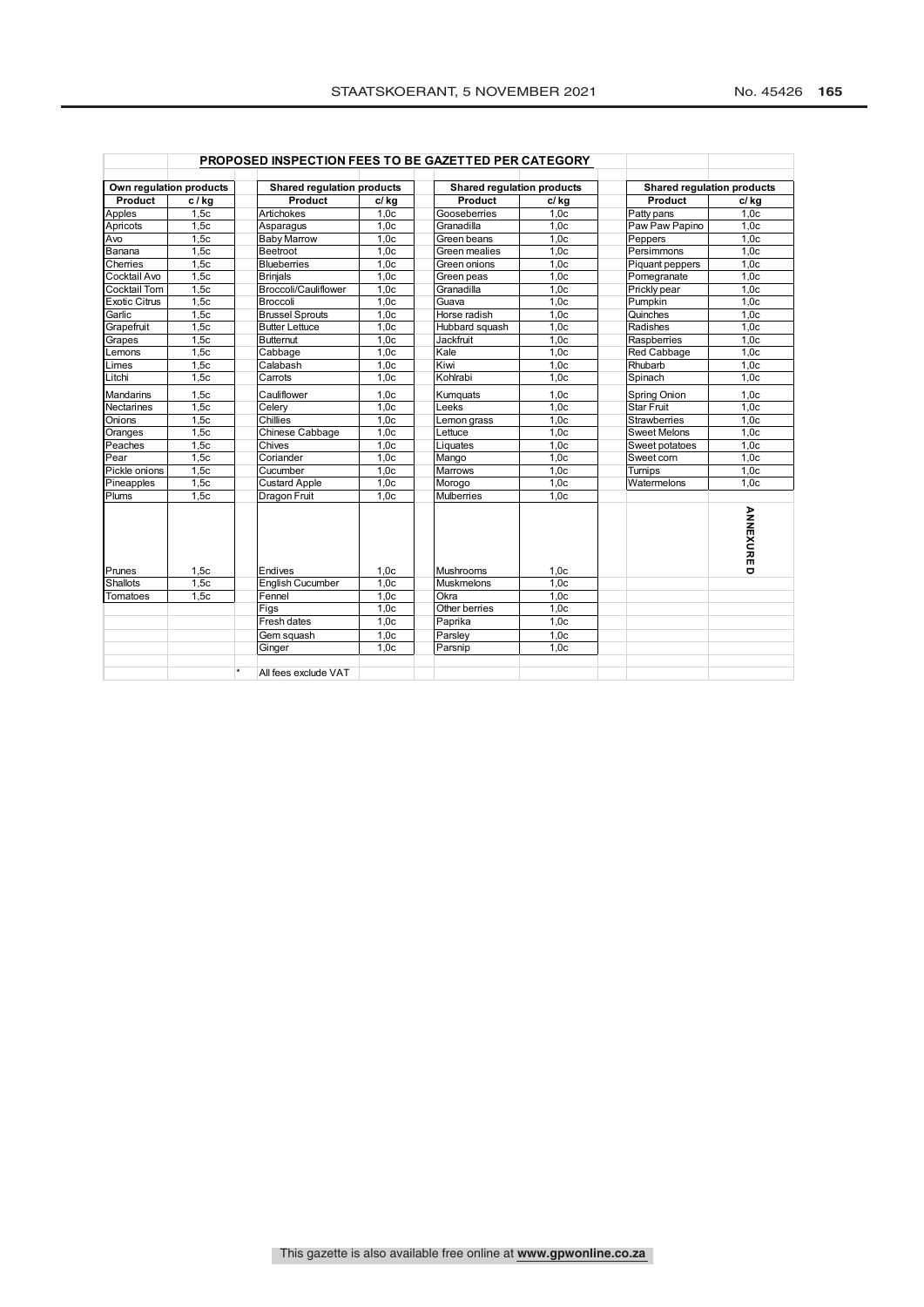## PROPOSED INSPECTION FEES TO BE GAZETTED PER CATEGORY

| Own regulation products | | Shared regulation products | | Shared regulation products | | Shared regulation products | |
|---|---|---|---|---|---|---|---|
| **Product** | **c / kg** | **Product** | **c/ kg** | **Product** | **c/ kg** | **Product** | **c/ kg** |
| Apples | 1,5c | Artichokes | 1,0c | Gooseberries | 1,0c | Patty pans | 1,0c |
| Apricots | 1,5c | Asparagus | 1,0c | Granadilla | 1,0c | Paw Paw Papino | 1,0c |
| Avo | 1,5c | Baby Marrow | 1,0c | Green beans | 1,0c | Peppers | 1,0c |
| Banana | 1,5c | Beetroot | 1,0c | Green mealies | 1,0c | Persimmons | 1,0c |
| Cherries | 1,5c | Blueberries | 1,0c | Green onions | 1,0c | Piquant peppers | 1,0c |
| Cocktail Avo | 1,5c | Brinjals | 1,0c | Green peas | 1,0c | Pomegranate | 1,0c |
| Cocktail Tom | 1,5c | Broccoli/Cauliflower | 1,0c | Granadilla | 1,0c | Prickly pear | 1,0c |
| Exotic Citrus | 1,5c | Broccoli | 1,0c | Guava | 1,0c | Pumpkin | 1,0c |
| Garlic | 1,5c | Brussel Sprouts | 1,0c | Horse radish | 1,0c | Quinches | 1,0c |
| Grapefruit | 1,5c | Butter Lettuce | 1,0c | Hubbard squash | 1,0c | Radishes | 1,0c |
| Grapes | 1,5c | Butternut | 1,0c | Jackfruit | 1,0c | Raspberries | 1,0c |
| Lemons | 1,5c | Cabbage | 1,0c | Kale | 1,0c | Red Cabbage | 1,0c |
| Limes | 1,5c | Calabash | 1,0c | Kiwi | 1,0c | Rhubarb | 1,0c |
| Litchi | 1,5c | Carrots | 1,0c | Kohlrabi | 1,0c | Spinach | 1,0c |
| Mandarins | 1,5c | Cauliflower | 1,0c | Kumquats | 1,0c | Spring Onion | 1,0c |
| Nectarines | 1,5c | Celery | 1,0c | Leeks | 1,0c | Star Fruit | 1,0c |
| Onions | 1,5c | Chillies | 1,0c | Lemon grass | 1,0c | Strawberries | 1,0c |
| Oranges | 1,5c | Chinese Cabbage | 1,0c | Lettuce | 1,0c | Sweet Melons | 1,0c |
| Peaches | 1,5c | Chives | 1,0c | Liquates | 1,0c | Sweet potatoes | 1,0c |
| Pear | 1,5c | Coriander | 1,0c | Mango | 1,0c | Sweet corn | 1,0c |
| Pickle onions | 1,5c | Cucumber | 1,0c | Marrows | 1,0c | Turnips | 1,0c |
| Pineapples | 1,5c | Custard Apple | 1,0c | Morogo | 1,0c | Watermelons | 1,0c |
| Plums | 1,5c | Dragon Fruit | 1,0c | Mulberries | 1,0c | | |
| Prunes | 1,5c | Endives | 1,0c | Mushrooms | 1,0c | | ANNEXURE D |
| Shallots | 1,5c | English Cucumber | 1,0c | Muskmelons | 1,0c | | |
| Tomatoes | 1,5c | Fennel | 1,0c | Okra | 1,0c | | |
| | | Figs | 1,0c | Other berries | 1,0c | | |
| | | Fresh dates | 1,0c | Paprika | 1,0c | | |
| | | Gem squash | 1,0c | Parsley | 1,0c | | |
| | | Ginger | 1,0c | Parsnip | 1,0c | | |

\* All fees exclude VAT